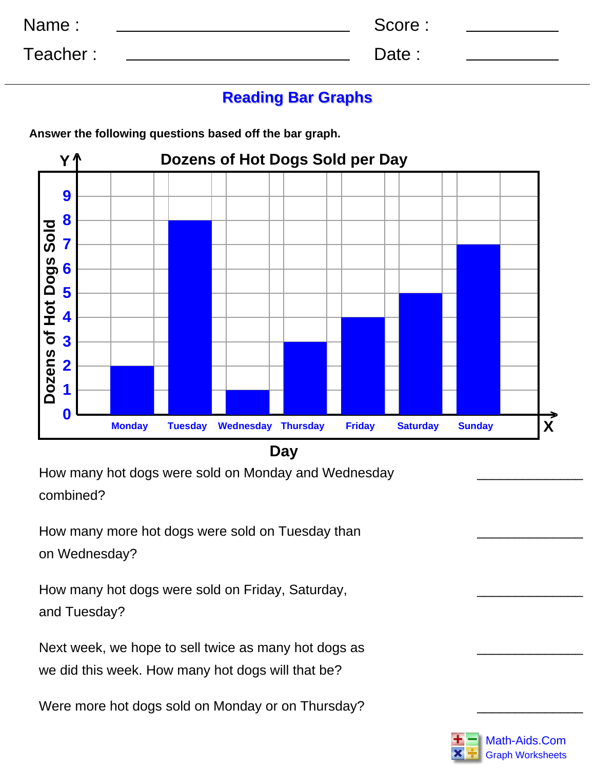Name : ____________________ Score : __________

Teacher : ____________________ Date : __________

## Reading Bar Graphs

**Answer the following questions based off the bar graph.**

### Dozens of Hot Dogs Sold per Day

| Day | Dozens of Hot Dogs Sold |
|---|---|
| Monday | 2 |
| Tuesday | 8 |
| Wednesday | 1 |
| Thursday | 3 |
| Friday | 4 |
| Saturday | 5 |
| Sunday | 7 |

How many hot dogs were sold on Monday and Wednesday combined? ______________

How many more hot dogs were sold on Tuesday than on Wednesday? ______________

How many hot dogs were sold on Friday, Saturday, and Tuesday? ______________

Next week, we hope to sell twice as many hot dogs as we did this week. How many hot dogs will that be? ______________

Were more hot dogs sold on Monday or on Thursday? ______________

Math-Aids.Com
Graph Worksheets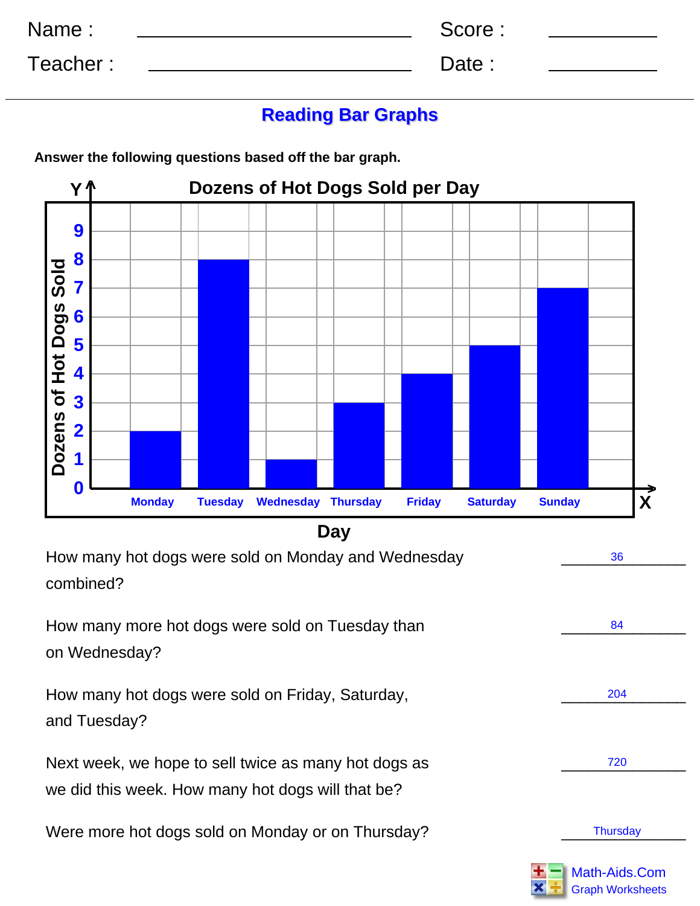Name : ______________________ Score : __________

Teacher : ______________________ Date : __________

## Reading Bar Graphs

**Answer the following questions based off the bar graph.**

**Dozens of Hot Dogs Sold per Day**

Y

Dozens of Hot Dogs Sold

9
8
7
6
5
4
3
2
1
0

Monday Tuesday Wednesday Thursday Friday Saturday Sunday

X

Day

How many hot dogs were sold on Monday and Wednesday combined? 36

How many more hot dogs were sold on Tuesday than on Wednesday? 84

How many hot dogs were sold on Friday, Saturday, and Tuesday? 204

Next week, we hope to sell twice as many hot dogs as we did this week. How many hot dogs will that be? 720

Were more hot dogs sold on Monday or on Thursday? Thursday

Math-Aids.Com
Graph Worksheets